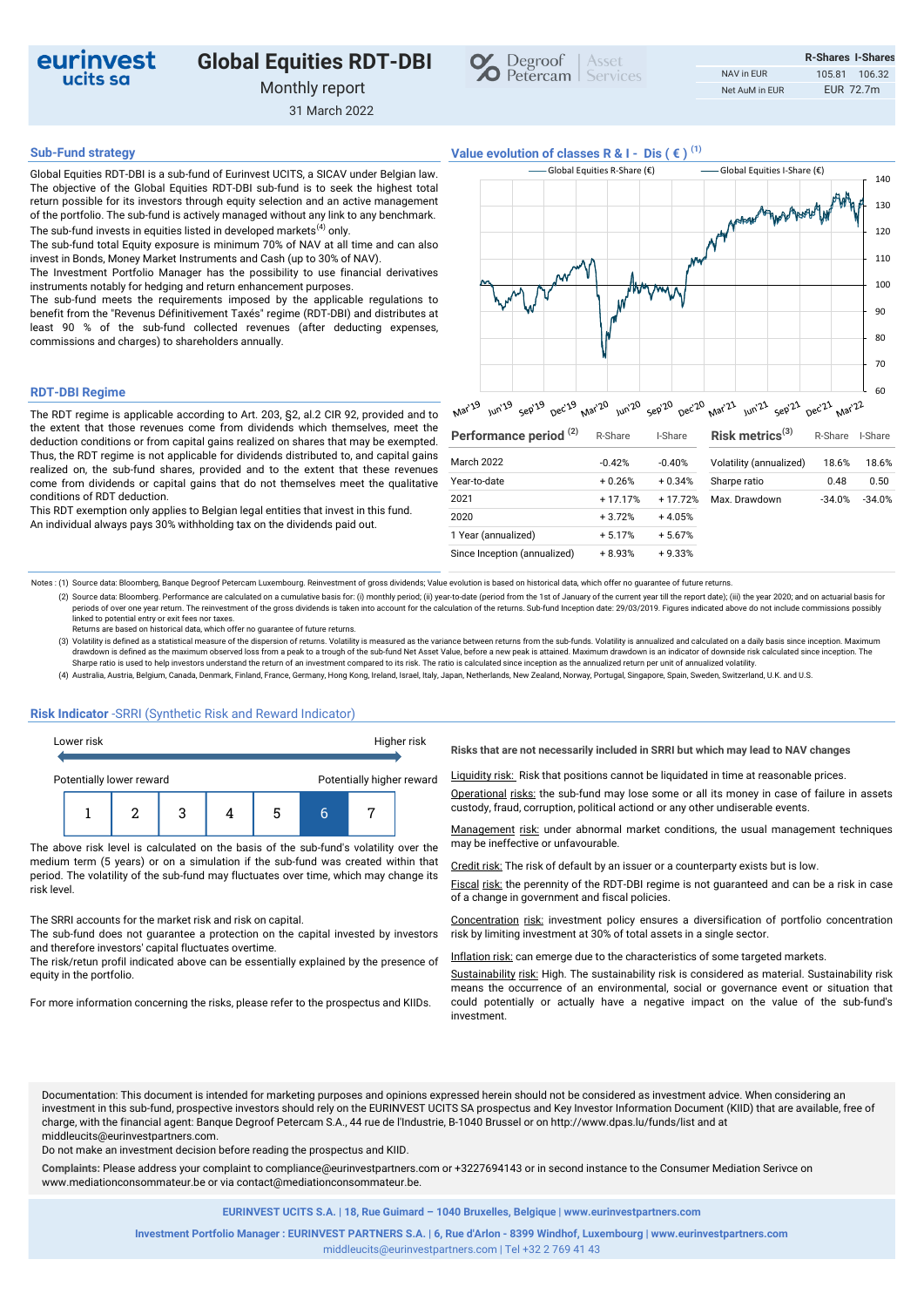# Global Equities RDT-DBI

Monthly report

31 March 2022

| | R-Shares | I-Shares |
|---|---|---|
| NAV in EUR | 105.81 | 106.32 |
| Net AuM in EUR | EUR 72.7m | |

## Sub-Fund strategy

Global Equities RDT-DBI is a sub-fund of Eurinvest UCITS, a SICAV under Belgian law. The objective of the Global Equities RDT-DBI sub-fund is to seek the highest total return possible for its investors through equity selection and an active management of the portfolio. The sub-fund is actively managed without any link to any benchmark. The sub-fund invests in equities listed in developed markets[4] only.

The sub-fund total Equity exposure is minimum 70% of NAV at all time and can also invest in Bonds, Money Market Instruments and Cash (up to 30% of NAV).

The Investment Portfolio Manager has the possibility to use financial derivatives instruments notably for hedging and return enhancement purposes.

The sub-fund meets the requirements imposed by the applicable regulations to benefit from the "Revenus Définitivement Taxés" regime (RDT-DBI) and distributes at least 90 % of the sub-fund collected revenues (after deducting expenses, commissions and charges) to shareholders annually.

## RDT-DBI Regime

The RDT regime is applicable according to Art. 203, §2, al.2 CIR 92, provided and to the extent that those revenues come from dividends which themselves, meet the deduction conditions or from capital gains realized on shares that may be exempted. Thus, the RDT regime is not applicable for dividends distributed to, and capital gains realized on, the sub-fund shares, provided and to the extent that these revenues come from dividends or capital gains that do not themselves meet the qualitative conditions of RDT deduction.

This RDT exemption only applies to Belgian legal entities that invest in this fund.

An individual always pays 30% withholding tax on the dividends paid out.

## Value evolution of classes R & I - Dis ( € ) [1]

| Performance period [2] | R-Share | I-Share |
|---|---|---|
| March 2022 | -0.42% | -0.40% |
| Year-to-date | + 0.26% | + 0.34% |
| 2021 | + 17.17% | + 17.72% |
| 2020 | + 3.72% | + 4.05% |
| 1 Year (annualized) | + 5.17% | + 5.67% |
| Since Inception (annualized) | + 8.93% | + 9.33% |

| Risk metrics[3] | R-Share | I-Share |
|---|---|---|
| Volatility (annualized) | 18.6% | 18.6% |
| Sharpe ratio | 0.48 | 0.50 |
| Max. Drawdown | -34.0% | -34.0% |

Notes : (1) Source data: Bloomberg, Banque Degroof Petercam Luxembourg. Reinvestment of gross dividends; Value evolution is based on historical data, which offer no guarantee of future returns.

(2) Source data: Bloomberg. Performance are calculated on a cumulative basis for: (i) monthly period; (ii) year-to-date (period from the 1st of January of the current year till the report date); (iii) the year 2020; and on actuarial basis for periods of over one year return. The reinvestment of the gross dividends is taken into account for the calculation of the returns. Sub-fund Inception date: 29/03/2019. Figures indicated above do not include commissions possibly linked to potential entry or exit fees nor taxes.
Returns are based on historical data, which offer no guarantee of future returns.

(3) Volatility is defined as a statistical measure of the dispersion of returns. Volatility is measured as the variance between returns from the sub-funds. Volatility is annualized and calculated on a daily basis since inception. Maximum drawdown is defined as the maximum observed loss from a peak to a trough of the sub-fund Net Asset Value, before a new peak is attained. Maximum drawdown is an indicator of downside risk calculated since inception. The Sharpe ratio is used to help investors understand the return of an investment compared to its risk. The ratio is calculated since inception as the annualized return per unit of annualized volatility.

(4) Australia, Austria, Belgium, Canada, Denmark, Finland, France, Germany, Hong Kong, Ireland, Israel, Italy, Japan, Netherlands, New Zealand, Norway, Portugal, Singapore, Spain, Sweden, Switzerland, U.K. and U.S.

## Risk Indicator -SRRI (Synthetic Risk and Reward Indicator)

Lower risk — Higher risk

Potentially lower reward — Potentially higher reward

| 1 | 2 | 3 | 4 | 5 | **6** | 7 |
|---|---|---|---|---|---|---|

The above risk level is calculated on the basis of the sub-fund's volatility over the medium term (5 years) or on a simulation if the sub-fund was created within that period. The volatility of the sub-fund may fluctuates over time, which may change its risk level.

The SRRI accounts for the market risk and risk on capital.

The sub-fund does not guarantee a protection on the capital invested by investors and therefore investors' capital fluctuates overtime.

The risk/retun profil indicated above can be essentially explained by the presence of equity in the portfolio.

For more information concerning the risks, please refer to the prospectus and KIIDs.

**Risks that are not necessarily included in SRRI but which may lead to NAV changes**

Liquidity risk: Risk that positions cannot be liquidated in time at reasonable prices.

Operational risks: the sub-fund may lose some or all its money in case of failure in assets custody, fraud, corruption, political action or any other undeserable events.

Management risk: under abnormal market conditions, the usual management techniques may be ineffective or unfavourable.

Credit risk: The risk of default by an issuer or a counterparty exists but is low.

Fiscal risk: the perennity of the RDT-DBI regime is not guaranteed and can be a risk in case of a change in government and fiscal policies.

Concentration risk: investment policy ensures a diversification of portfolio concentration risk by limiting investment at 30% of total assets in a single sector.

Inflation risk: can emerge due to the characteristics of some targeted markets.

Sustainability risk: High. The sustainability risk is considered as material. Sustainability risk means the occurrence of an environmental, social or governance event or situation that could potentially or actually have a negative impact on the value of the sub-fund's investment.

Documentation: This document is intended for marketing purposes and opinions expressed herein should not be considered as investment advice. When considering an investment in this sub-fund, prospective investors should rely on the EURINVEST UCITS SA prospectus and Key Investor Information Document (KIID) that are available, free of charge, with the financial agent: Banque Degroof Petercam S.A., 44 rue de l'Industrie, B-1040 Brussel or on http://www.dpas.lu/funds/list and at middleucits@eurinvestpartners.com.

Do not make an investment decision before reading the prospectus and KIID.

**Complaints:** Please address your complaint to compliance@eurinvestpartners.com or +3227694143 or in second instance to the Consumer Mediation Serivce on www.mediationconsommateur.be or via contact@mediationconsommateur.be.

**EURINVEST UCITS S.A. | 18, Rue Guimard – 1040 Bruxelles, Belgique | www.eurinvestpartners.com**

**Investment Portfolio Manager : EURINVEST PARTNERS S.A. | 6, Rue d'Arlon - 8399 Windhof, Luxembourg | www.eurinvestpartners.com**

middleucits@eurinvestpartners.com | Tel +32 2 769 41 43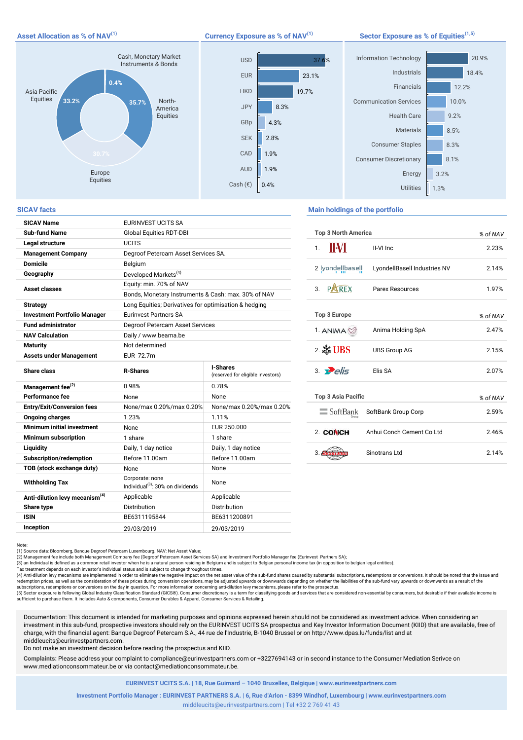## Asset Allocation as % of NAV[1]

Cash, Monetary Market Instruments & Bonds
0.4%
Asia Pacific Equities
33.2%
35.7%
North-America Equities
30.7%
Europe Equities

## Currency Exposure as % of NAV[1]

USD 37.6%
EUR 23.1%
HKD 19.7%
JPY 8.3%
GBp 4.3%
SEK 2.8%
CAD 1.9%
AUD 1.9%
Cash (€) 0.4%

## Sector Exposure as % of Equities[1,5]

Information Technology 20.9%
Industrials 18.4%
Financials 12.2%
Communication Services 10.0%
Health Care 9.2%
Materials 8.5%
Consumer Staples 8.3%
Consumer Discretionary 8.1%
Energy 3.2%
Utilities 1.3%

## SICAV facts

| | | |
|---|---|---|
| **SICAV Name** | EURINVEST UCITS SA | |
| **Sub-fund Name** | Global Equities RDT-DBI | |
| **Legal structure** | UCITS | |
| **Management Company** | Degroof Petercam Asset Services SA. | |
| **Domicile** | Belgium | |
| **Geography** | Developed Markets[4] | |
| **Asset classes** | Equity: min. 70% of NAV<br>Bonds, Monetary Instruments & Cash: max. 30% of NAV | |
| **Strategy** | Long Equities; Derivatives for optimisation & hedging | |
| **Investment Portfolio Manager** | Eurinvest Partners SA | |
| **Fund administrator** | Degroof Petercam Asset Services | |
| **NAV Calculation** | Daily / www.beama.be | |
| **Maturity** | Not determined | |
| **Assets under Management** | EUR 72.7m | |
| **Share class** | **R-Shares** | **I-Shares** (reserved for eligible investors) |
| **Management fee[2]** | 0.98% | 0.78% |
| **Performance fee** | None | None |
| **Entry/Exit/Conversion fees** | None/max 0.20%/max 0.20% | None/max 0.20%/max 0.20% |
| **Ongoing charges** | 1.23% | 1.11% |
| **Minimum initial investment** | None | EUR 250.000 |
| **Minimum subscription** | 1 share | 1 share |
| **Liquidity** | Daily, 1 day notice | Daily, 1 day notice |
| **Subscription/redemption** | Before 11.00am | Before 11.00am |
| **TOB (stock exchange duty)** | None | None |
| **Withholding Tax** | Corporate: none<br>Individual[3]: 30% on dividends | None |
| **Anti-dilution levy mecanism[4]** | Applicable | Applicable |
| **Share type** | Distribution | Distribution |
| **ISIN** | BE6311195844 | BE6311200891 |
| **Inception** | 29/03/2019 | 29/03/2019 |

## Main holdings of the portfolio

| Top 3 North America | | % of NAV |
|---|---|---|
| 1. | II-VI Inc | 2.23% |
| 2 | LyondellBasell Industries NV | 2.14% |
| 3. | Parex Resources | 1.97% |

| Top 3 Europe | | % of NAV |
|---|---|---|
| 1. | Anima Holding SpA | 2.47% |
| 2. | UBS Group AG | 2.15% |
| 3. | Elis SA | 2.07% |

| Top 3 Asia Pacific | | % of NAV |
|---|---|---|
| | SoftBank Group Corp | 2.59% |
| 2. | Anhui Conch Cement Co Ltd | 2.46% |
| 3. | Sinotrans Ltd | 2.14% |

Note:
(1) Source data: Bloomberg, Banque Degroof Petercam Luxembourg. NAV: Net Asset Value;
(2) Management fee include both Management Company fee (Degroof Petercam Asset Services SA) and Investment Portfolio Manager fee (Eurinvest Partners SA);
(3) an Individual is defined as a common retail investor when he is a natural person residing in Belgium and is subject to Belgian personal income tax (in opposition to belgian legal entities).
Tax treatment depends on each investor's individual status and is subject to change throughout times.
(4) Anti-dilution levy mecanisms are implemented in order to eliminate the negative impact on the net asset value of the sub-fund shares caused by substantial subscriptions, redemptions or conversions. It should be noted that the issue and redemption prices, as well as the consideration of these prices during conversion operations, may be adjusted upwards or downwards depending on whether the liabilities of the sub-fund vary upwards or downwards as a result of the subscriptions, redemptions or conversions on the day in question. For more information concerning anti-dilution levy mecanisms, please refer to the prospectus.
(5) Sector exposure is following Global Industry Classification Standard (GICS®). Consumer discretionary is a term for classifying goods and services that are considered non-essential by consumers, but desirable if their available income is sufficient to purchase them. It includes Auto & components, Consumer Durables & Apparel, Consumer Services & Retailing.

Documentation: This document is intended for marketing purposes and opinions expressed herein should not be considered as investment advice. When considering an investment in this sub-fund, prospective investors should rely on the EURINVEST UCITS SA prospectus and Key Investor Information Document (KIID) that are available, free of charge, with the financial agent: Banque Degroof Petercam S.A., 44 rue de l'Industrie, B-1040 Brussel or on http://www.dpas.lu/funds/list and at middleucits@eurinvestpartners.com.
Do not make an investment decision before reading the prospectus and KIID.

**Complaints:** Please address your complaint to compliance@eurinvestpartners.com or +3227694143 or in second instance to the Consumer Mediation Serivce on www.mediationconsommateur.be or via contact@mediationconsommateur.be.

**EURINVEST UCITS S.A. | 18, Rue Guimard – 1040 Bruxelles, Belgique | www.eurinvestpartners.com**

**Investment Portfolio Manager : EURINVEST PARTNERS S.A. | 6, Rue d'Arlon - 8399 Windhof, Luxembourg | www.eurinvestpartners.com**

middleucits@eurinvestpartners.com | Tel +32 2 769 41 43